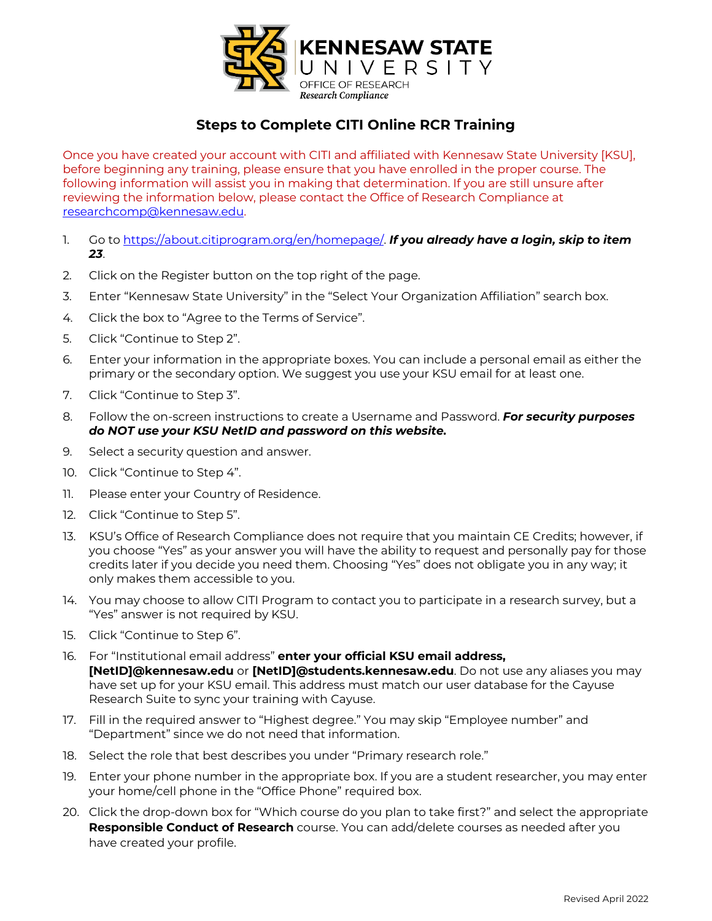KENNESAW STATE UNIVERSITY
OFFICE OF RESEARCH
*Research Compliance*

# Steps to Complete CITI Online RCR Training

Once you have created your account with CITI and affiliated with Kennesaw State University [KSU], before beginning any training, please ensure that you have enrolled in the proper course. The following information will assist you in making that determination. If you are still unsure after reviewing the information below, please contact the Office of Research Compliance at researchcomp@kennesaw.edu.

1. Go to https://about.citiprogram.org/en/homepage/. ***If you already have a login, skip to item 23***.
2. Click on the Register button on the top right of the page.
3. Enter "Kennesaw State University" in the "Select Your Organization Affiliation" search box.
4. Click the box to "Agree to the Terms of Service".
5. Click "Continue to Step 2".
6. Enter your information in the appropriate boxes. You can include a personal email as either the primary or the secondary option. We suggest you use your KSU email for at least one.
7. Click "Continue to Step 3".
8. Follow the on-screen instructions to create a Username and Password. ***For security purposes do NOT use your KSU NetID and password on this website.***
9. Select a security question and answer.
10. Click "Continue to Step 4".
11. Please enter your Country of Residence.
12. Click "Continue to Step 5".
13. KSU's Office of Research Compliance does not require that you maintain CE Credits; however, if you choose "Yes" as your answer you will have the ability to request and personally pay for those credits later if you decide you need them. Choosing "Yes" does not obligate you in any way; it only makes them accessible to you.
14. You may choose to allow CITI Program to contact you to participate in a research survey, but a "Yes" answer is not required by KSU.
15. Click "Continue to Step 6".
16. For "Institutional email address" **enter your official KSU email address, [NetID]@kennesaw.edu** or **[NetID]@students.kennesaw.edu**. Do not use any aliases you may have set up for your KSU email. This address must match our user database for the Cayuse Research Suite to sync your training with Cayuse.
17. Fill in the required answer to "Highest degree." You may skip "Employee number" and "Department" since we do not need that information.
18. Select the role that best describes you under "Primary research role."
19. Enter your phone number in the appropriate box. If you are a student researcher, you may enter your home/cell phone in the "Office Phone" required box.
20. Click the drop-down box for "Which course do you plan to take first?" and select the appropriate **Responsible Conduct of Research** course. You can add/delete courses as needed after you have created your profile.

Revised April 2022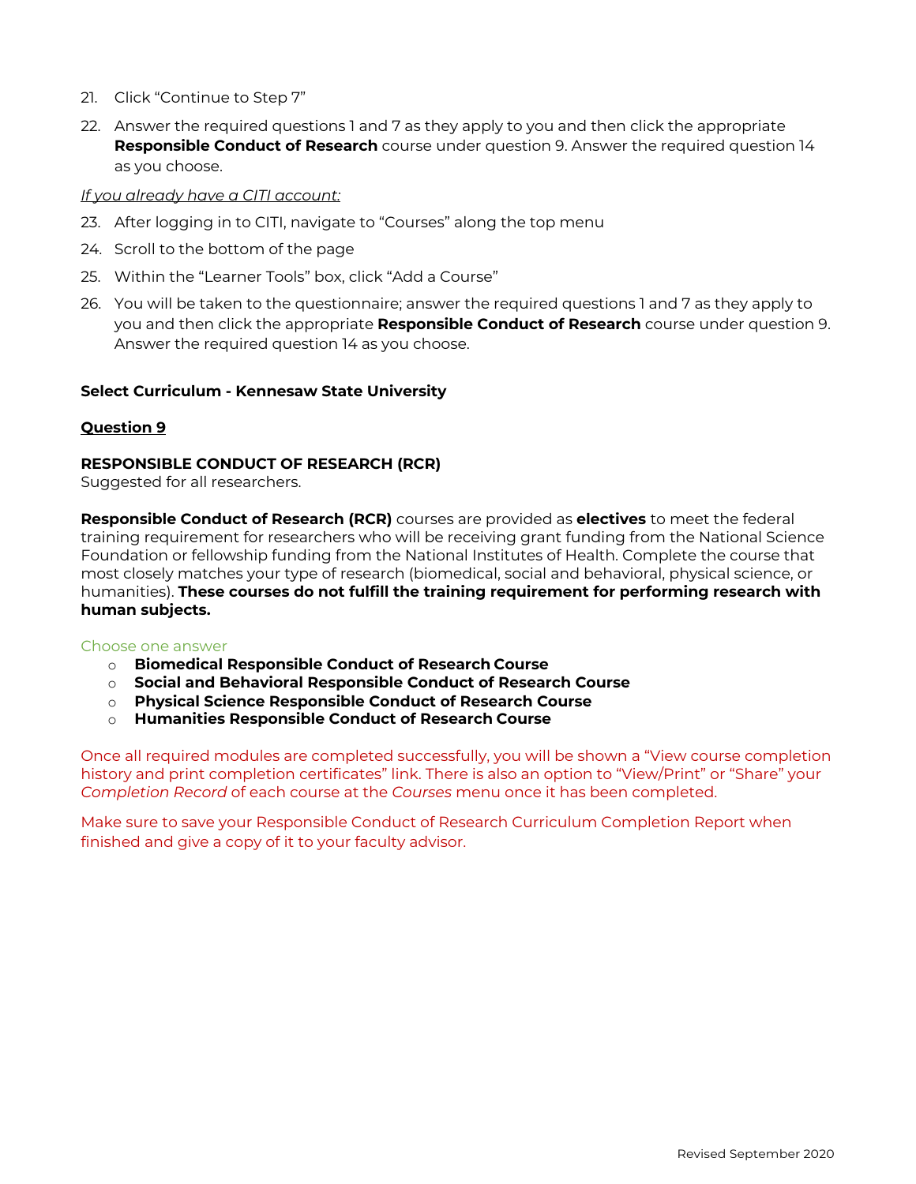21. Click "Continue to Step 7"
22. Answer the required questions 1 and 7 as they apply to you and then click the appropriate **Responsible Conduct of Research** course under question 9. Answer the required question 14 as you choose.

*If you already have a CITI account:*

23. After logging in to CITI, navigate to "Courses" along the top menu
24. Scroll to the bottom of the page
25. Within the "Learner Tools" box, click "Add a Course"
26. You will be taken to the questionnaire; answer the required questions 1 and 7 as they apply to you and then click the appropriate **Responsible Conduct of Research** course under question 9. Answer the required question 14 as you choose.

**Select Curriculum - Kennesaw State University**

**Question 9**

**RESPONSIBLE CONDUCT OF RESEARCH (RCR)**
Suggested for all researchers.

**Responsible Conduct of Research (RCR)** courses are provided as **electives** to meet the federal training requirement for researchers who will be receiving grant funding from the National Science Foundation or fellowship funding from the National Institutes of Health. Complete the course that most closely matches your type of research (biomedical, social and behavioral, physical science, or humanities). **These courses do not fulfill the training requirement for performing research with human subjects.**

Choose one answer

- **Biomedical Responsible Conduct of Research Course**
- **Social and Behavioral Responsible Conduct of Research Course**
- **Physical Science Responsible Conduct of Research Course**
- **Humanities Responsible Conduct of Research Course**

Once all required modules are completed successfully, you will be shown a "View course completion history and print completion certificates" link. There is also an option to "View/Print" or "Share" your *Completion Record* of each course at the *Courses* menu once it has been completed.

Make sure to save your Responsible Conduct of Research Curriculum Completion Report when finished and give a copy of it to your faculty advisor.

Revised September 2020